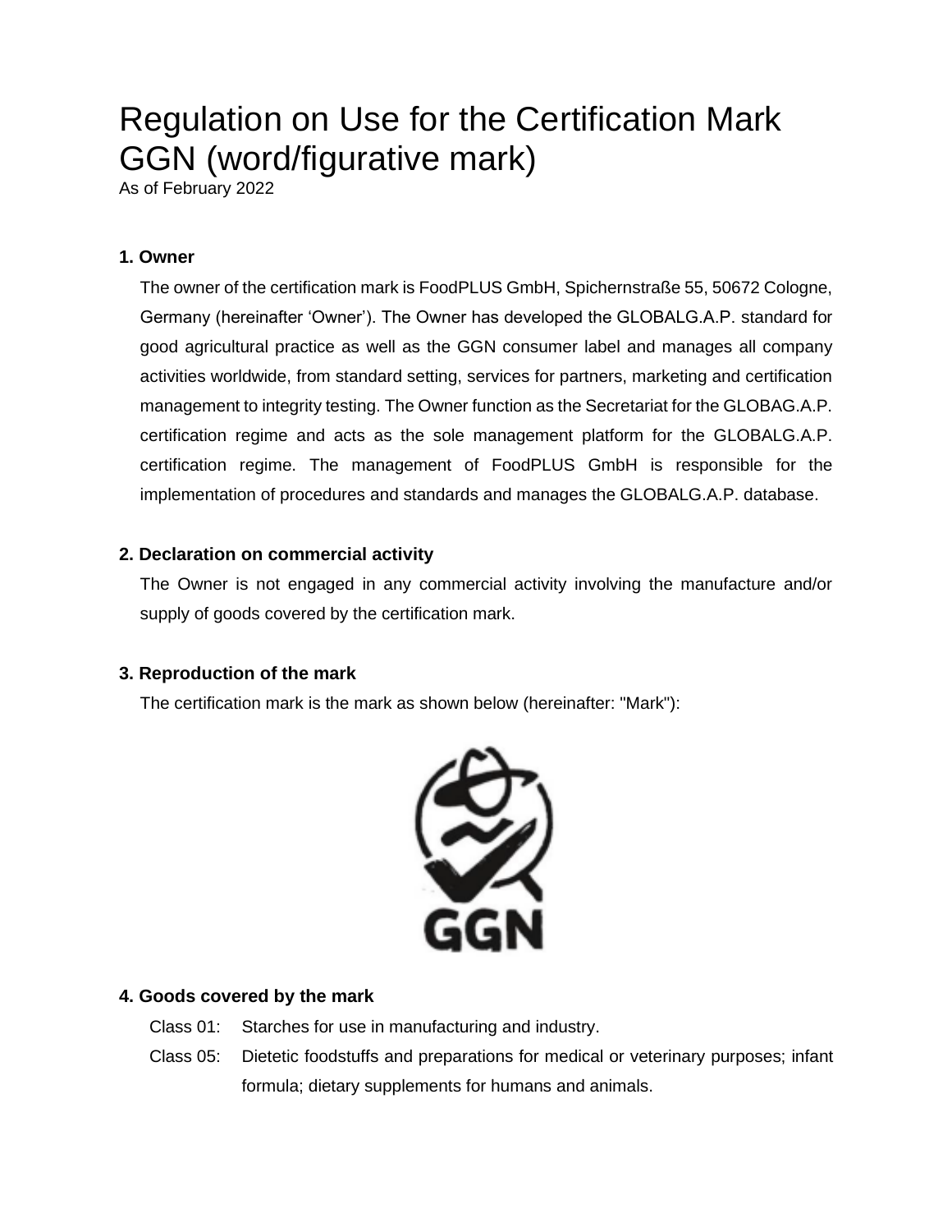# Regulation on Use for the Certification Mark GGN (word/figurative mark)

As of February 2022

## 1. Owner

The owner of the certification mark is FoodPLUS GmbH, Spichernstraße 55, 50672 Cologne, Germany (hereinafter 'Owner'). The Owner has developed the GLOBALG.A.P. standard for good agricultural practice as well as the GGN consumer label and manages all company activities worldwide, from standard setting, services for partners, marketing and certification management to integrity testing. The Owner function as the Secretariat for the GLOBAG.A.P. certification regime and acts as the sole management platform for the GLOBALG.A.P. certification regime. The management of FoodPLUS GmbH is responsible for the implementation of procedures and standards and manages the GLOBALG.A.P. database.

## 2. Declaration on commercial activity

The Owner is not engaged in any commercial activity involving the manufacture and/or supply of goods covered by the certification mark.

## 3. Reproduction of the mark

The certification mark is the mark as shown below (hereinafter: "Mark"):

GGN

## 4. Goods covered by the mark

Class 01: Starches for use in manufacturing and industry.

Class 05: Dietetic foodstuffs and preparations for medical or veterinary purposes; infant formula; dietary supplements for humans and animals.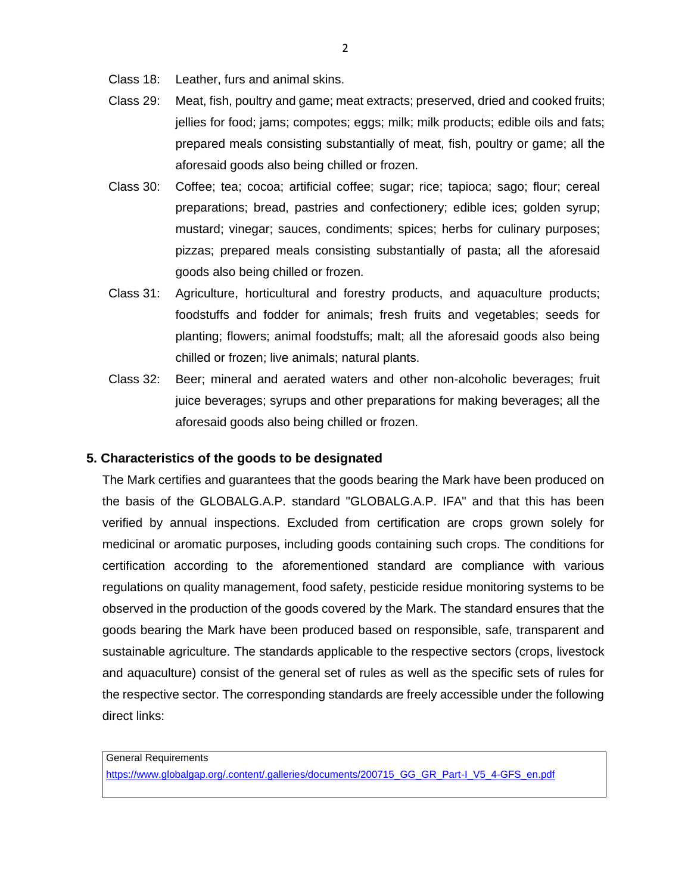Class 18: Leather, furs and animal skins.

Class 29: Meat, fish, poultry and game; meat extracts; preserved, dried and cooked fruits; jellies for food; jams; compotes; eggs; milk; milk products; edible oils and fats; prepared meals consisting substantially of meat, fish, poultry or game; all the aforesaid goods also being chilled or frozen.

Class 30: Coffee; tea; cocoa; artificial coffee; sugar; rice; tapioca; sago; flour; cereal preparations; bread, pastries and confectionery; edible ices; golden syrup; mustard; vinegar; sauces, condiments; spices; herbs for culinary purposes; pizzas; prepared meals consisting substantially of pasta; all the aforesaid goods also being chilled or frozen.

Class 31: Agriculture, horticultural and forestry products, and aquaculture products; foodstuffs and fodder for animals; fresh fruits and vegetables; seeds for planting; flowers; animal foodstuffs; malt; all the aforesaid goods also being chilled or frozen; live animals; natural plants.

Class 32: Beer; mineral and aerated waters and other non-alcoholic beverages; fruit juice beverages; syrups and other preparations for making beverages; all the aforesaid goods also being chilled or frozen.

## 5. Characteristics of the goods to be designated

The Mark certifies and guarantees that the goods bearing the Mark have been produced on the basis of the GLOBALG.A.P. standard "GLOBALG.A.P. IFA" and that this has been verified by annual inspections. Excluded from certification are crops grown solely for medicinal or aromatic purposes, including goods containing such crops. The conditions for certification according to the aforementioned standard are compliance with various regulations on quality management, food safety, pesticide residue monitoring systems to be observed in the production of the goods covered by the Mark. The standard ensures that the goods bearing the Mark have been produced based on responsible, safe, transparent and sustainable agriculture. The standards applicable to the respective sectors (crops, livestock and aquaculture) consist of the general set of rules as well as the specific sets of rules for the respective sector. The corresponding standards are freely accessible under the following direct links:

| General Requirements |
| --- |
| https://www.globalgap.org/.content/.galleries/documents/200715_GG_GR_Part-I_V5_4-GFS_en.pdf |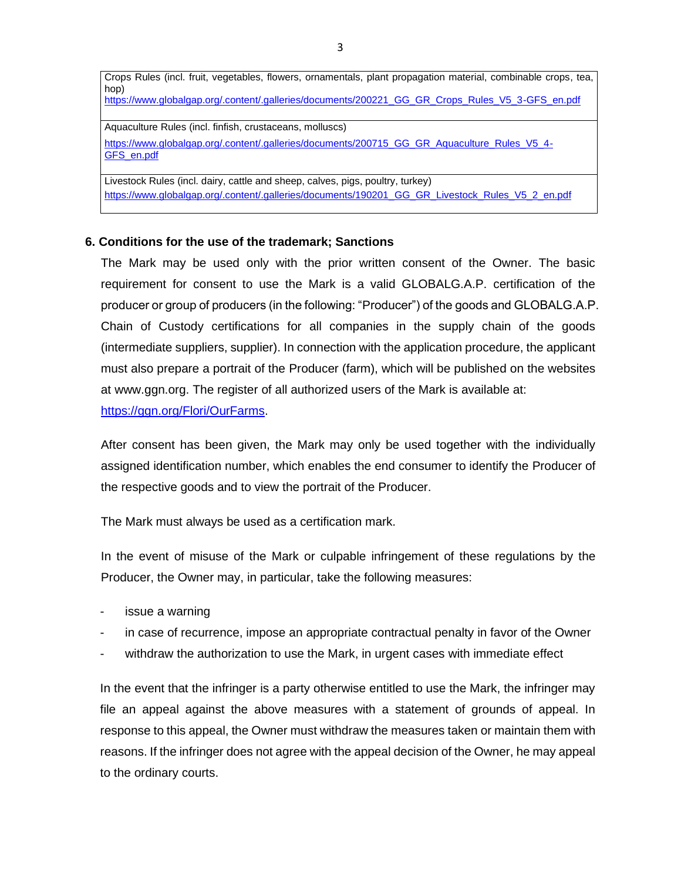| Crops Rules (incl. fruit, vegetables, flowers, ornamentals, plant propagation material, combinable crops, tea, hop) https://www.globalgap.org/.content/.galleries/documents/200221_GG_GR_Crops_Rules_V5_3-GFS_en.pdf |
|---|
| Aquaculture Rules (incl. finfish, crustaceans, molluscs) https://www.globalgap.org/.content/.galleries/documents/200715_GG_GR_Aquaculture_Rules_V5_4-GFS_en.pdf |
| Livestock Rules (incl. dairy, cattle and sheep, calves, pigs, poultry, turkey) https://www.globalgap.org/.content/.galleries/documents/190201_GG_GR_Livestock_Rules_V5_2_en.pdf |

## 6. Conditions for the use of the trademark; Sanctions

The Mark may be used only with the prior written consent of the Owner. The basic requirement for consent to use the Mark is a valid GLOBALG.A.P. certification of the producer or group of producers (in the following: "Producer") of the goods and GLOBALG.A.P. Chain of Custody certifications for all companies in the supply chain of the goods (intermediate suppliers, supplier). In connection with the application procedure, the applicant must also prepare a portrait of the Producer (farm), which will be published on the websites at www.ggn.org. The register of all authorized users of the Mark is available at: https://ggn.org/Flori/OurFarms.

After consent has been given, the Mark may only be used together with the individually assigned identification number, which enables the end consumer to identify the Producer of the respective goods and to view the portrait of the Producer.

The Mark must always be used as a certification mark.

In the event of misuse of the Mark or culpable infringement of these regulations by the Producer, the Owner may, in particular, take the following measures:

- issue a warning
- in case of recurrence, impose an appropriate contractual penalty in favor of the Owner
- withdraw the authorization to use the Mark, in urgent cases with immediate effect

In the event that the infringer is a party otherwise entitled to use the Mark, the infringer may file an appeal against the above measures with a statement of grounds of appeal. In response to this appeal, the Owner must withdraw the measures taken or maintain them with reasons. If the infringer does not agree with the appeal decision of the Owner, he may appeal to the ordinary courts.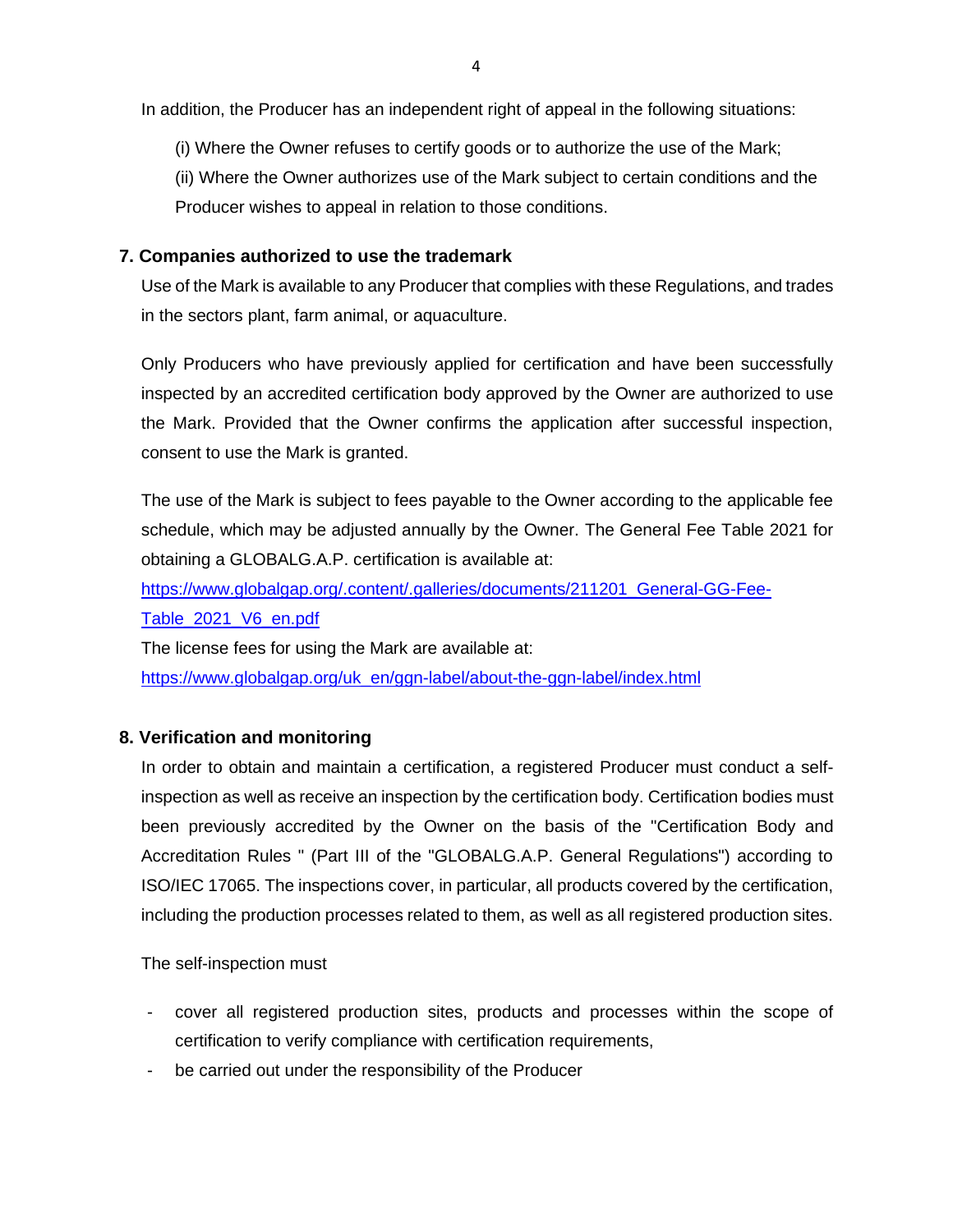In addition, the Producer has an independent right of appeal in the following situations:

(i) Where the Owner refuses to certify goods or to authorize the use of the Mark;
(ii) Where the Owner authorizes use of the Mark subject to certain conditions and the Producer wishes to appeal in relation to those conditions.

## 7. Companies authorized to use the trademark

Use of the Mark is available to any Producer that complies with these Regulations, and trades in the sectors plant, farm animal, or aquaculture.

Only Producers who have previously applied for certification and have been successfully inspected by an accredited certification body approved by the Owner are authorized to use the Mark. Provided that the Owner confirms the application after successful inspection, consent to use the Mark is granted.

The use of the Mark is subject to fees payable to the Owner according to the applicable fee schedule, which may be adjusted annually by the Owner. The General Fee Table 2021 for obtaining a GLOBALG.A.P. certification is available at:
[https://www.globalgap.org/.content/.galleries/documents/211201_General-GG-Fee-Table_2021_V6_en.pdf](https://www.globalgap.org/.content/.galleries/documents/211201_General-GG-Fee-Table_2021_V6_en.pdf)
The license fees for using the Mark are available at:
[https://www.globalgap.org/uk_en/ggn-label/about-the-ggn-label/index.html](https://www.globalgap.org/uk_en/ggn-label/about-the-ggn-label/index.html)

## 8. Verification and monitoring

In order to obtain and maintain a certification, a registered Producer must conduct a self-inspection as well as receive an inspection by the certification body. Certification bodies must been previously accredited by the Owner on the basis of the "Certification Body and Accreditation Rules " (Part III of the "GLOBALG.A.P. General Regulations") according to ISO/IEC 17065. The inspections cover, in particular, all products covered by the certification, including the production processes related to them, as well as all registered production sites.

The self-inspection must

- cover all registered production sites, products and processes within the scope of certification to verify compliance with certification requirements,
- be carried out under the responsibility of the Producer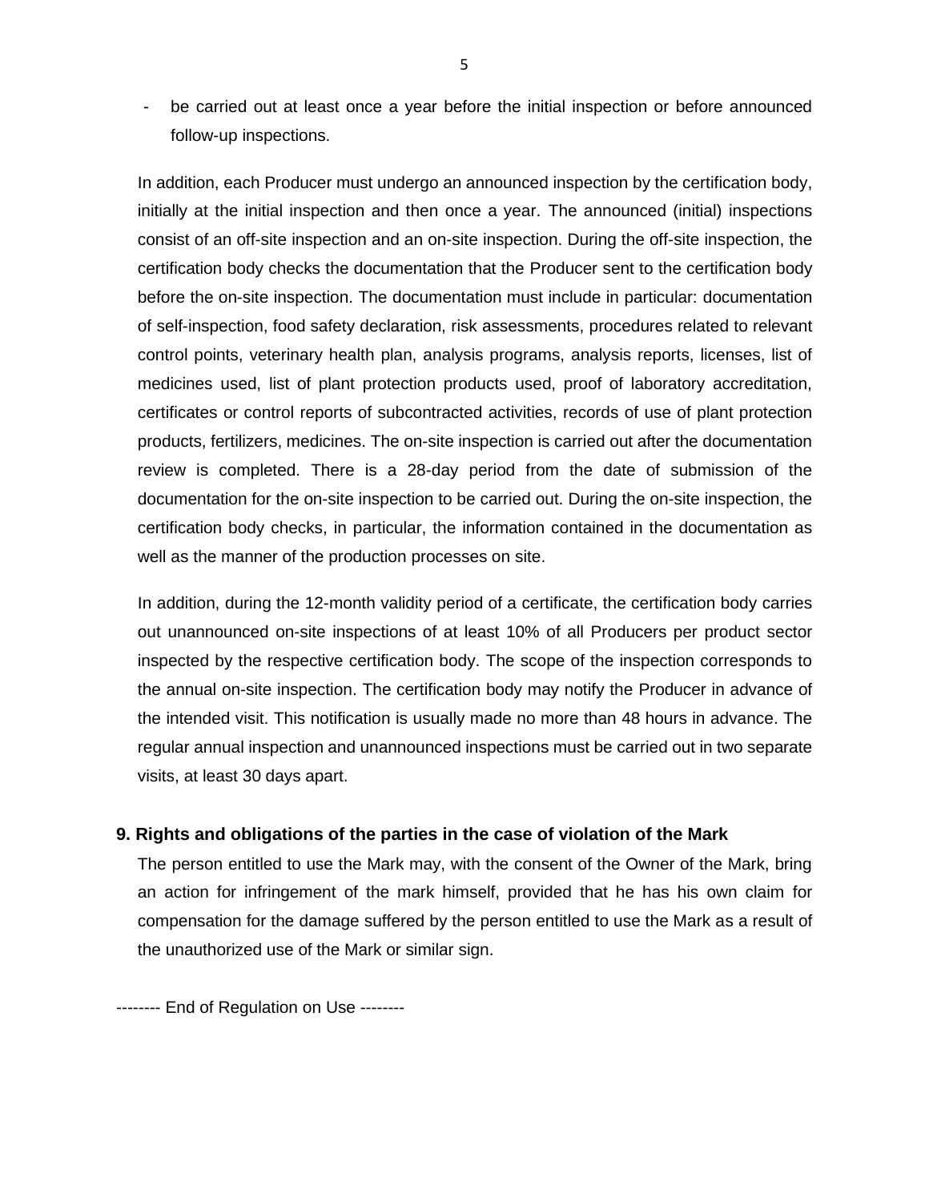- be carried out at least once a year before the initial inspection or before announced follow-up inspections.

In addition, each Producer must undergo an announced inspection by the certification body, initially at the initial inspection and then once a year. The announced (initial) inspections consist of an off-site inspection and an on-site inspection. During the off-site inspection, the certification body checks the documentation that the Producer sent to the certification body before the on-site inspection. The documentation must include in particular: documentation of self-inspection, food safety declaration, risk assessments, procedures related to relevant control points, veterinary health plan, analysis programs, analysis reports, licenses, list of medicines used, list of plant protection products used, proof of laboratory accreditation, certificates or control reports of subcontracted activities, records of use of plant protection products, fertilizers, medicines. The on-site inspection is carried out after the documentation review is completed. There is a 28-day period from the date of submission of the documentation for the on-site inspection to be carried out. During the on-site inspection, the certification body checks, in particular, the information contained in the documentation as well as the manner of the production processes on site.

In addition, during the 12-month validity period of a certificate, the certification body carries out unannounced on-site inspections of at least 10% of all Producers per product sector inspected by the respective certification body. The scope of the inspection corresponds to the annual on-site inspection. The certification body may notify the Producer in advance of the intended visit. This notification is usually made no more than 48 hours in advance. The regular annual inspection and unannounced inspections must be carried out in two separate visits, at least 30 days apart.

## 9. Rights and obligations of the parties in the case of violation of the Mark

The person entitled to use the Mark may, with the consent of the Owner of the Mark, bring an action for infringement of the mark himself, provided that he has his own claim for compensation for the damage suffered by the person entitled to use the Mark as a result of the unauthorized use of the Mark or similar sign.

-------- End of Regulation on Use --------